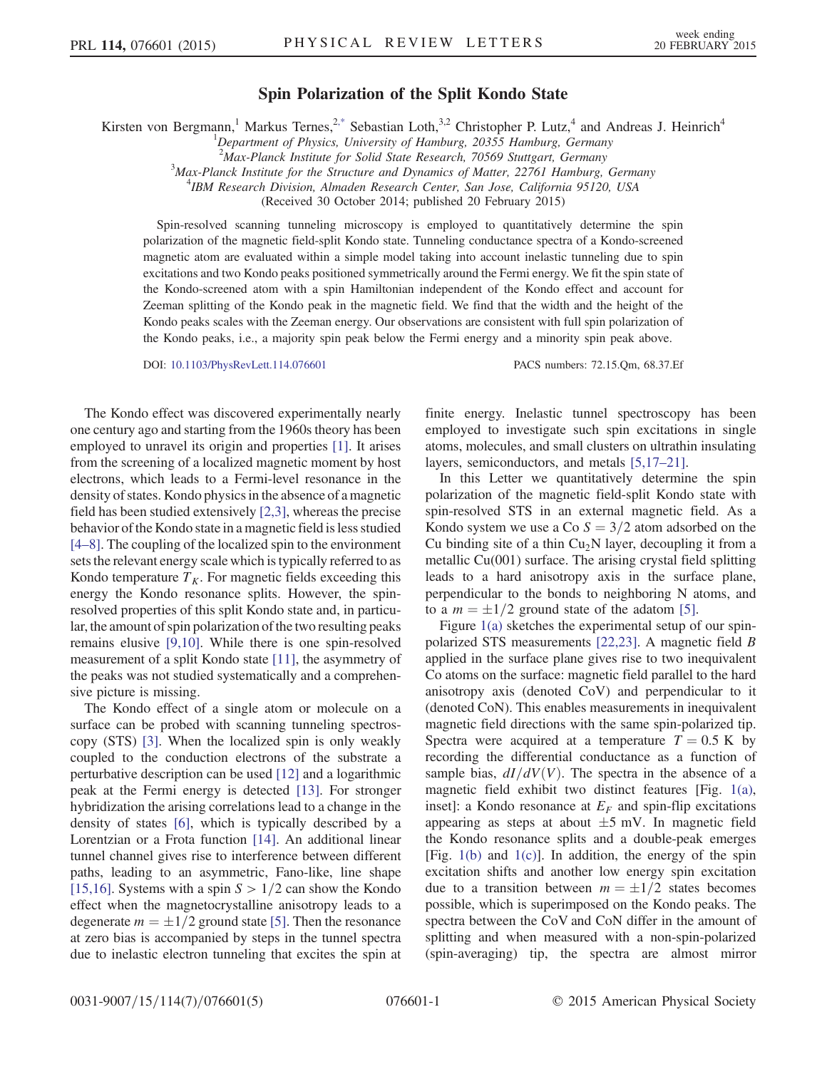# Spin Polarization of the Split Kondo State

Kirsten von Bergmann,[1] Markus Ternes,[2,*] Sebastian Loth,[3,2] Christopher P. Lutz,[4] and Andreas J. Heinrich[4]

[1]Department of Physics, University of Hamburg, 20355 Hamburg, Germany
[2]Max-Planck Institute for Solid State Research, 70569 Stuttgart, Germany
[3]Max-Planck Institute for the Structure and Dynamics of Matter, 22761 Hamburg, Germany
[4]IBM Research Division, Almaden Research Center, San Jose, California 95120, USA

(Received 30 October 2014; published 20 February 2015)

Spin-resolved scanning tunneling microscopy is employed to quantitatively determine the spin polarization of the magnetic field-split Kondo state. Tunneling conductance spectra of a Kondo-screened magnetic atom are evaluated within a simple model taking into account inelastic tunneling due to spin excitations and two Kondo peaks positioned symmetrically around the Fermi energy. We fit the spin state of the Kondo-screened atom with a spin Hamiltonian independent of the Kondo effect and account for Zeeman splitting of the Kondo peak in the magnetic field. We find that the width and the height of the Kondo peaks scales with the Zeeman energy. Our observations are consistent with full spin polarization of the Kondo peaks, i.e., a majority spin peak below the Fermi energy and a minority spin peak above.

DOI: 10.1103/PhysRevLett.114.076601 PACS numbers: 72.15.Qm, 68.37.Ef

The Kondo effect was discovered experimentally nearly one century ago and starting from the 1960s theory has been employed to unravel its origin and properties [1]. It arises from the screening of a localized magnetic moment by host electrons, which leads to a Fermi-level resonance in the density of states. Kondo physics in the absence of a magnetic field has been studied extensively [2,3], whereas the precise behavior of the Kondo state in a magnetic field is less studied [4–8]. The coupling of the localized spin to the environment sets the relevant energy scale which is typically referred to as Kondo temperature $T_K$. For magnetic fields exceeding this energy the Kondo resonance splits. However, the spin-resolved properties of this split Kondo state and, in particular, the amount of spin polarization of the two resulting peaks remains elusive [9,10]. While there is one spin-resolved measurement of a split Kondo state [11], the asymmetry of the peaks was not studied systematically and a comprehensive picture is missing.

The Kondo effect of a single atom or molecule on a surface can be probed with scanning tunneling spectroscopy (STS) [3]. When the localized spin is only weakly coupled to the conduction electrons of the substrate a perturbative description can be used [12] and a logarithmic peak at the Fermi energy is detected [13]. For stronger hybridization the arising correlations lead to a change in the density of states [6], which is typically described by a Lorentzian or a Frota function [14]. An additional linear tunnel channel gives rise to interference between different paths, leading to an asymmetric, Fano-like, line shape [15,16]. Systems with a spin $S > 1/2$ can show the Kondo effect when the magnetocrystalline anisotropy leads to a degenerate $m = \pm 1/2$ ground state [5]. Then the resonance at zero bias is accompanied by steps in the tunnel spectra due to inelastic electron tunneling that excites the spin at finite energy. Inelastic tunnel spectroscopy has been employed to investigate such spin excitations in single atoms, molecules, and small clusters on ultrathin insulating layers, semiconductors, and metals [5,17–21].

In this Letter we quantitatively determine the spin polarization of the magnetic field-split Kondo state with spin-resolved STS in an external magnetic field. As a Kondo system we use a Co $S = 3/2$ atom adsorbed on the Cu binding site of a thin $Cu_2N$ layer, decoupling it from a metallic Cu(001) surface. The arising crystal field splitting leads to a hard anisotropy axis in the surface plane, perpendicular to the bonds to neighboring N atoms, and to a $m = \pm 1/2$ ground state of the adatom [5].

Figure 1(a) sketches the experimental setup of our spin-polarized STS measurements [22,23]. A magnetic field $B$ applied in the surface plane gives rise to two inequivalent Co atoms on the surface: magnetic field parallel to the hard anisotropy axis (denoted CoV) and perpendicular to it (denoted CoN). This enables measurements in inequivalent magnetic field directions with the same spin-polarized tip. Spectra were acquired at a temperature $T = 0.5$ K by recording the differential conductance as a function of sample bias, $dI/dV(V)$. The spectra in the absence of a magnetic field exhibit two distinct features [Fig. 1(a), inset]: a Kondo resonance at $E_F$ and spin-flip excitations appearing as steps at about $\pm 5$ mV. In magnetic field the Kondo resonance splits and a double-peak emerges [Fig. 1(b) and 1(c)]. In addition, the energy of the spin excitation shifts and another low energy spin excitation due to a transition between $m = \pm 1/2$ states becomes possible, which is superimposed on the Kondo peaks. The spectra between the CoV and CoN differ in the amount of splitting and when measured with a non-spin-polarized (spin-averaging) tip, the spectra are almost mirror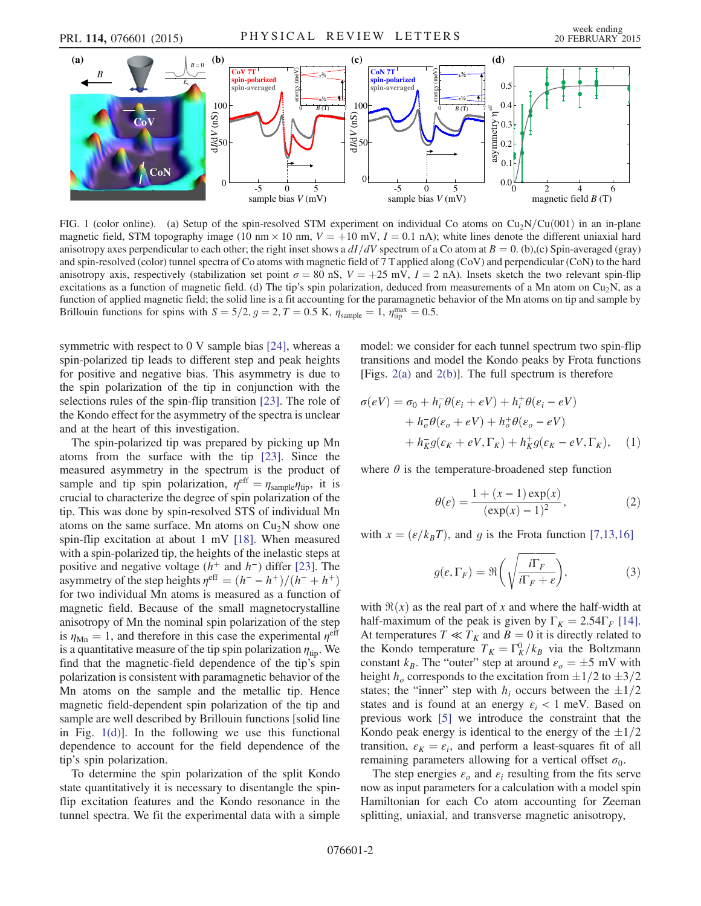FIG. 1 (color online). (a) Setup of the spin-resolved STM experiment on individual Co atoms on $Cu_2N/Cu(001)$ in an in-plane magnetic field, STM topography image (10 nm × 10 nm, $V = +10$ mV, $I = 0.1$ nA); white lines denote the different uniaxial hard anisotropy axes perpendicular to each other; the right inset shows a $dI/dV$ spectrum of a Co atom at $B = 0$. (b),(c) Spin-averaged (gray) and spin-resolved (color) tunnel spectra of Co atoms with magnetic field of 7 T applied along (CoV) and perpendicular (CoN) to the hard anisotropy axis, respectively (stabilization set point $\sigma = 80$ nS, $V = +25$ mV, $I = 2$ nA). Insets sketch the two relevant spin-flip excitations as a function of magnetic field. (d) The tip's spin polarization, deduced from measurements of a Mn atom on $Cu_2N$, as a function of applied magnetic field; the solid line is a fit accounting for the paramagnetic behavior of the Mn atoms on tip and sample by Brillouin functions for spins with $S = 5/2, g = 2, T = 0.5$ K, $\eta_{\mathrm{sample}} = 1$, $\eta_{\mathrm{tip}}^{\mathrm{max}} = 0.5$.

symmetric with respect to 0 V sample bias [24], whereas a spin-polarized tip leads to different step and peak heights for positive and negative bias. This asymmetry is due to the spin polarization of the tip in conjunction with the selections rules of the spin-flip transition [23]. The role of the Kondo effect for the asymmetry of the spectra is unclear and at the heart of this investigation.

The spin-polarized tip was prepared by picking up Mn atoms from the surface with the tip [23]. Since the measured asymmetry in the spectrum is the product of sample and tip spin polarization, $\eta^{\mathrm{eff}} = \eta_{\mathrm{sample}}\eta_{\mathrm{tip}}$, it is crucial to characterize the degree of spin polarization of the tip. This was done by spin-resolved STS of individual Mn atoms on the same surface. Mn atoms on $Cu_2N$ show one spin-flip excitation at about 1 mV [18]. When measured with a spin-polarized tip, the heights of the inelastic steps at positive and negative voltage ($h^+$ and $h^-$) differ [23]. The asymmetry of the step heights $\eta^{\mathrm{eff}} = (h^- - h^+)/(h^- + h^+)$ for two individual Mn atoms is measured as a function of magnetic field. Because of the small magnetocrystalline anisotropy of Mn the nominal spin polarization of the step is $\eta_{\mathrm{Mn}} = 1$, and therefore in this case the experimental $\eta^{\mathrm{eff}}$ is a quantitative measure of the tip spin polarization $\eta_{\mathrm{tip}}$. We find that the magnetic-field dependence of the tip's spin polarization is consistent with paramagnetic behavior of the Mn atoms on the sample and the metallic tip. Hence magnetic field-dependent spin polarization of the tip and sample are well described by Brillouin functions [solid line in Fig. 1(d)]. In the following we use this functional dependence to account for the field dependence of the tip's spin polarization.

To determine the spin polarization of the split Kondo state quantitatively it is necessary to disentangle the spin-flip excitation features and the Kondo resonance in the tunnel spectra. We fit the experimental data with a simple model: we consider for each tunnel spectrum two spin-flip transitions and model the Kondo peaks by Frota functions [Figs. 2(a) and 2(b)]. The full spectrum is therefore

$$\begin{aligned}\sigma(eV) = {} & \sigma_0 + h_i^- \theta(\varepsilon_i + eV) + h_i^+ \theta(\varepsilon_i - eV) \\ & + h_o^- \theta(\varepsilon_o + eV) + h_o^+ \theta(\varepsilon_o - eV) \\ & + h_K^- g(\varepsilon_K + eV, \Gamma_K) + h_K^+ g(\varepsilon_K - eV, \Gamma_K), \end{aligned} \tag{1}$$

where $\theta$ is the temperature-broadened step function

$$\theta(\varepsilon) = \frac{1 + (x - 1)\exp(x)}{(\exp(x) - 1)^2}, \tag{2}$$

with $x = (\varepsilon/k_B T)$, and $g$ is the Frota function [7,13,16]

$$g(\varepsilon, \Gamma_F) = \Re\left(\sqrt{\frac{i\Gamma_F}{i\Gamma_F + \varepsilon}}\right), \tag{3}$$

with $\Re(x)$ as the real part of $x$ and where the half-width at half-maximum of the peak is given by $\Gamma_K = 2.54\Gamma_F$ [14]. At temperatures $T \ll T_K$ and $B = 0$ it is directly related to the Kondo temperature $T_K = \Gamma_K^0/k_B$ via the Boltzmann constant $k_B$. The "outer" step at around $\varepsilon_o = \pm 5$ mV with height $h_o$ corresponds to the excitation from $\pm 1/2$ to $\pm 3/2$ states; the "inner" step with $h_i$ occurs between the $\pm 1/2$ states and is found at an energy $\varepsilon_i < 1$ meV. Based on previous work [5] we introduce the constraint that the Kondo peak energy is identical to the energy of the $\pm 1/2$ transition, $\varepsilon_K = \varepsilon_i$, and perform a least-squares fit of all remaining parameters allowing for a vertical offset $\sigma_0$.

The step energies $\varepsilon_o$ and $\varepsilon_i$ resulting from the fits serve now as input parameters for a calculation with a model spin Hamiltonian for each Co atom accounting for Zeeman splitting, uniaxial, and transverse magnetic anisotropy,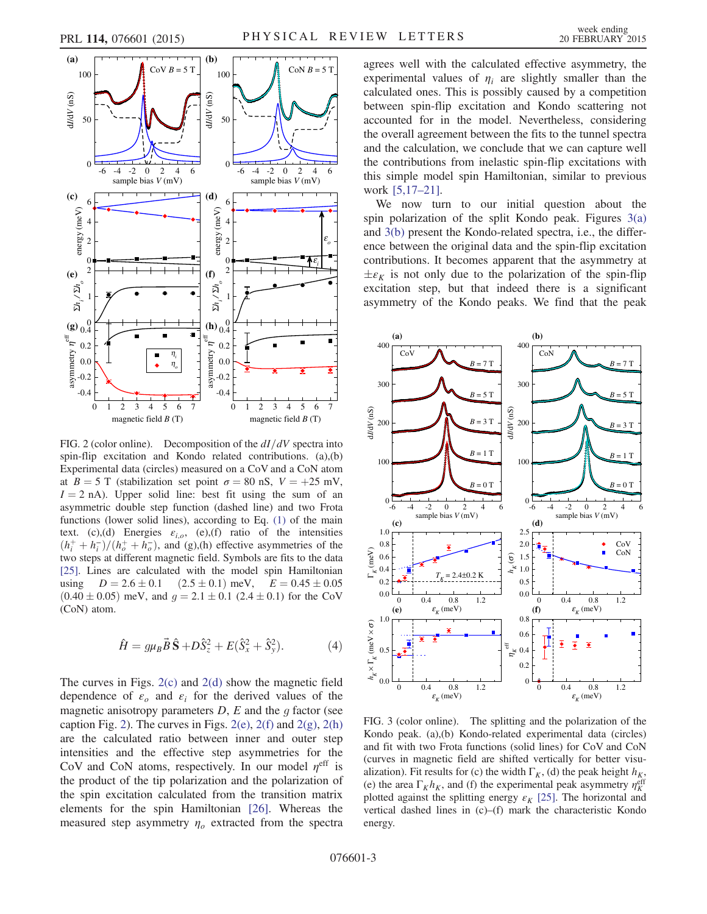FIG. 2 (color online). Decomposition of the $dI/dV$ spectra into spin-flip excitation and Kondo related contributions. (a),(b) Experimental data (circles) measured on a CoV and a CoN atom at $B = 5$ T (stabilization set point $\sigma = 80$ nS, $V = +25$ mV, $I = 2$ nA). Upper solid line: best fit using the sum of an asymmetric double step function (dashed line) and two Frota functions (lower solid lines), according to Eq. (1) of the main text. (c),(d) Energies $\varepsilon_{i,o}$, (e),(f) ratio of the intensities $(h_i^+ + h_i^-)/(h_o^+ + h_o^-)$, and (g),(h) effective asymmetries of the two steps at different magnetic field. Symbols are fits to the data [25]. Lines are calculated with the model spin Hamiltonian using $D = 2.6 \pm 0.1$ $(2.5 \pm 0.1)$ meV, $E = 0.45 \pm 0.05$ $(0.40 \pm 0.05)$ meV, and $g = 2.1 \pm 0.1$ $(2.4 \pm 0.1)$ for the CoV (CoN) atom.

$$\hat{H} = g\mu_B \vec{B}\,\hat{\mathbf{S}} + D\hat{S}_z^2 + E(\hat{S}_x^2 + \hat{S}_y^2). \tag{4}$$

The curves in Figs. 2(c) and 2(d) show the magnetic field dependence of $\varepsilon_o$ and $\varepsilon_i$ for the derived values of the magnetic anisotropy parameters $D$, $E$ and the $g$ factor (see caption Fig. 2). The curves in Figs. 2(e), 2(f) and 2(g), 2(h) are the calculated ratio between inner and outer step intensities and the effective step asymmetries for the CoV and CoN atoms, respectively. In our model $\eta^{\text{eff}}$ is the product of the tip polarization and the polarization of the spin excitation calculated from the transition matrix elements for the spin Hamiltonian [26]. Whereas the measured step asymmetry $\eta_o$ extracted from the spectra agrees well with the calculated effective asymmetry, the experimental values of $\eta_i$ are slightly smaller than the calculated ones. This is possibly caused by a competition between spin-flip excitation and Kondo scattering not accounted for in the model. Nevertheless, considering the overall agreement between the fits to the tunnel spectra and the calculation, we conclude that we can capture well the contributions from inelastic spin-flip excitations with this simple model spin Hamiltonian, similar to previous work [5,17–21].

We now turn to our initial question about the spin polarization of the split Kondo peak. Figures 3(a) and 3(b) present the Kondo-related spectra, i.e., the difference between the original data and the spin-flip excitation contributions. It becomes apparent that the asymmetry at $\pm\varepsilon_K$ is not only due to the polarization of the spin-flip excitation step, but that indeed there is a significant asymmetry of the Kondo peaks. We find that the peak

FIG. 3 (color online). The splitting and the polarization of the Kondo peak. (a),(b) Kondo-related experimental data (circles) and fit with two Frota functions (solid lines) for CoV and CoN (curves in magnetic field are shifted vertically for better visualization). Fit results for (c) the width $\Gamma_K$, (d) the peak height $h_K$, (e) the area $\Gamma_K h_K$, and (f) the experimental peak asymmetry $\eta_K^{\text{eff}}$ plotted against the splitting energy $\varepsilon_K$ [25]. The horizontal and vertical dashed lines in (c)–(f) mark the characteristic Kondo energy.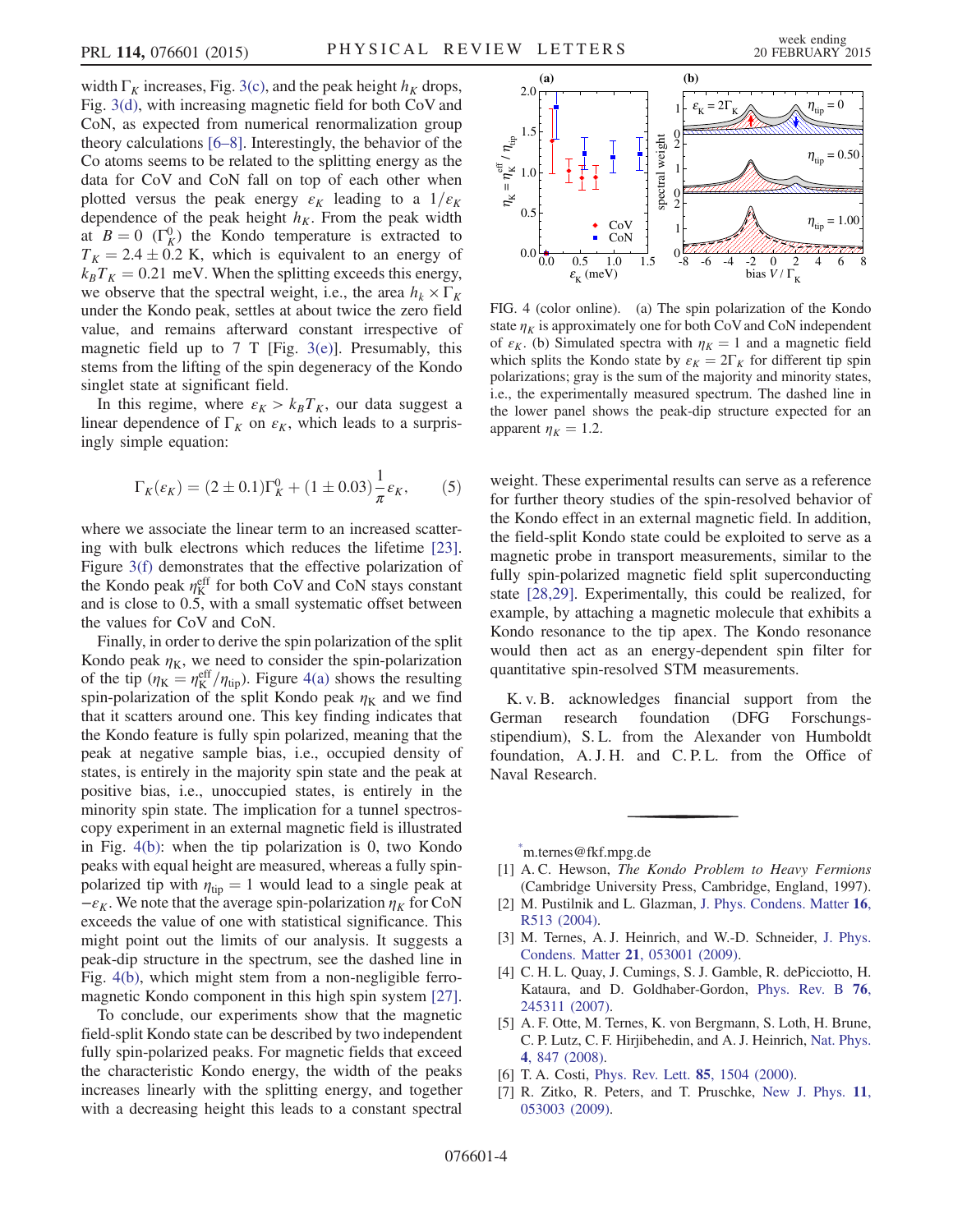width $\Gamma_K$ increases, Fig. 3(c), and the peak height $h_K$ drops, Fig. 3(d), with increasing magnetic field for both CoV and CoN, as expected from numerical renormalization group theory calculations [6–8]. Interestingly, the behavior of the Co atoms seems to be related to the splitting energy as the data for CoV and CoN fall on top of each other when plotted versus the peak energy $\varepsilon_K$ leading to a $1/\varepsilon_K$ dependence of the peak height $h_K$. From the peak width at $B = 0$ ($\Gamma_K^0$) the Kondo temperature is extracted to $T_K = 2.4 \pm 0.2$ K, which is equivalent to an energy of $k_B T_K = 0.21$ meV. When the splitting exceeds this energy, we observe that the spectral weight, i.e., the area $h_k \times \Gamma_K$ under the Kondo peak, settles at about twice the zero field value, and remains afterward constant irrespective of magnetic field up to 7 T [Fig. 3(e)]. Presumably, this stems from the lifting of the spin degeneracy of the Kondo singlet state at significant field.

In this regime, where $\varepsilon_K > k_B T_K$, our data suggest a linear dependence of $\Gamma_K$ on $\varepsilon_K$, which leads to a surprisingly simple equation:

$$\Gamma_K(\varepsilon_K) = (2 \pm 0.1)\Gamma_K^0 + (1 \pm 0.03)\frac{1}{\pi}\varepsilon_K, \qquad (5)$$

where we associate the linear term to an increased scattering with bulk electrons which reduces the lifetime [23]. Figure 3(f) demonstrates that the effective polarization of the Kondo peak $\eta_K^{\text{eff}}$ for both CoV and CoN stays constant and is close to 0.5, with a small systematic offset between the values for CoV and CoN.

Finally, in order to derive the spin polarization of the split Kondo peak $\eta_K$, we need to consider the spin-polarization of the tip ($\eta_K = \eta_K^{\text{eff}}/\eta_{\text{tip}}$). Figure 4(a) shows the resulting spin-polarization of the split Kondo peak $\eta_K$ and we find that it scatters around one. This key finding indicates that the Kondo feature is fully spin polarized, meaning that the peak at negative sample bias, i.e., occupied density of states, is entirely in the majority spin state and the peak at positive bias, i.e., unoccupied states, is entirely in the minority spin state. The implication for a tunnel spectroscopy experiment in an external magnetic field is illustrated in Fig. 4(b): when the tip polarization is 0, two Kondo peaks with equal height are measured, whereas a fully spin-polarized tip with $\eta_{\text{tip}} = 1$ would lead to a single peak at $-\varepsilon_K$. We note that the average spin-polarization $\eta_K$ for CoN exceeds the value of one with statistical significance. This might point out the limits of our analysis. It suggests a peak-dip structure in the spectrum, see the dashed line in Fig. 4(b), which might stem from a non-negligible ferromagnetic Kondo component in this high spin system [27].

To conclude, our experiments show that the magnetic field-split Kondo state can be described by two independent fully spin-polarized peaks. For magnetic fields that exceed the characteristic Kondo energy, the width of the peaks increases linearly with the splitting energy, and together with a decreasing height this leads to a constant spectral weight. These experimental results can serve as a reference for further theory studies of the spin-resolved behavior of the Kondo effect in an external magnetic field. In addition, the field-split Kondo state could be exploited to serve as a magnetic probe in transport measurements, similar to the fully spin-polarized magnetic field split superconducting state [28,29]. Experimentally, this could be realized, for example, by attaching a magnetic molecule that exhibits a Kondo resonance to the tip apex. The Kondo resonance would then act as an energy-dependent spin filter for quantitative spin-resolved STM measurements.

FIG. 4 (color online). (a) The spin polarization of the Kondo state $\eta_K$ is approximately one for both CoV and CoN independent of $\varepsilon_K$. (b) Simulated spectra with $\eta_K = 1$ and a magnetic field which splits the Kondo state by $\varepsilon_K = 2\Gamma_K$ for different tip spin polarizations; gray is the sum of the majority and minority states, i.e., the experimentally measured spectrum. The dashed line in the lower panel shows the peak-dip structure expected for an apparent $\eta_K = 1.2$.

K. v. B. acknowledges financial support from the German research foundation (DFG Forschungs-stipendium), S. L. from the Alexander von Humboldt foundation, A. J. H. and C. P. L. from the Office of Naval Research.

---

[*] m.ternes@fkf.mpg.de

[1] A. C. Hewson, *The Kondo Problem to Heavy Fermions* (Cambridge University Press, Cambridge, England, 1997).

[2] M. Pustilnik and L. Glazman, J. Phys. Condens. Matter **16**, R513 (2004).

[3] M. Ternes, A. J. Heinrich, and W.-D. Schneider, J. Phys. Condens. Matter **21**, 053001 (2009).

[4] C. H. L. Quay, J. Cumings, S. J. Gamble, R. dePicciotto, H. Kataura, and D. Goldhaber-Gordon, Phys. Rev. B **76**, 245311 (2007).

[5] A. F. Otte, M. Ternes, K. von Bergmann, S. Loth, H. Brune, C. P. Lutz, C. F. Hirjibehedin, and A. J. Heinrich, Nat. Phys. **4**, 847 (2008).

[6] T. A. Costi, Phys. Rev. Lett. **85**, 1504 (2000).

[7] R. Zitko, R. Peters, and T. Pruschke, New J. Phys. **11**, 053003 (2009).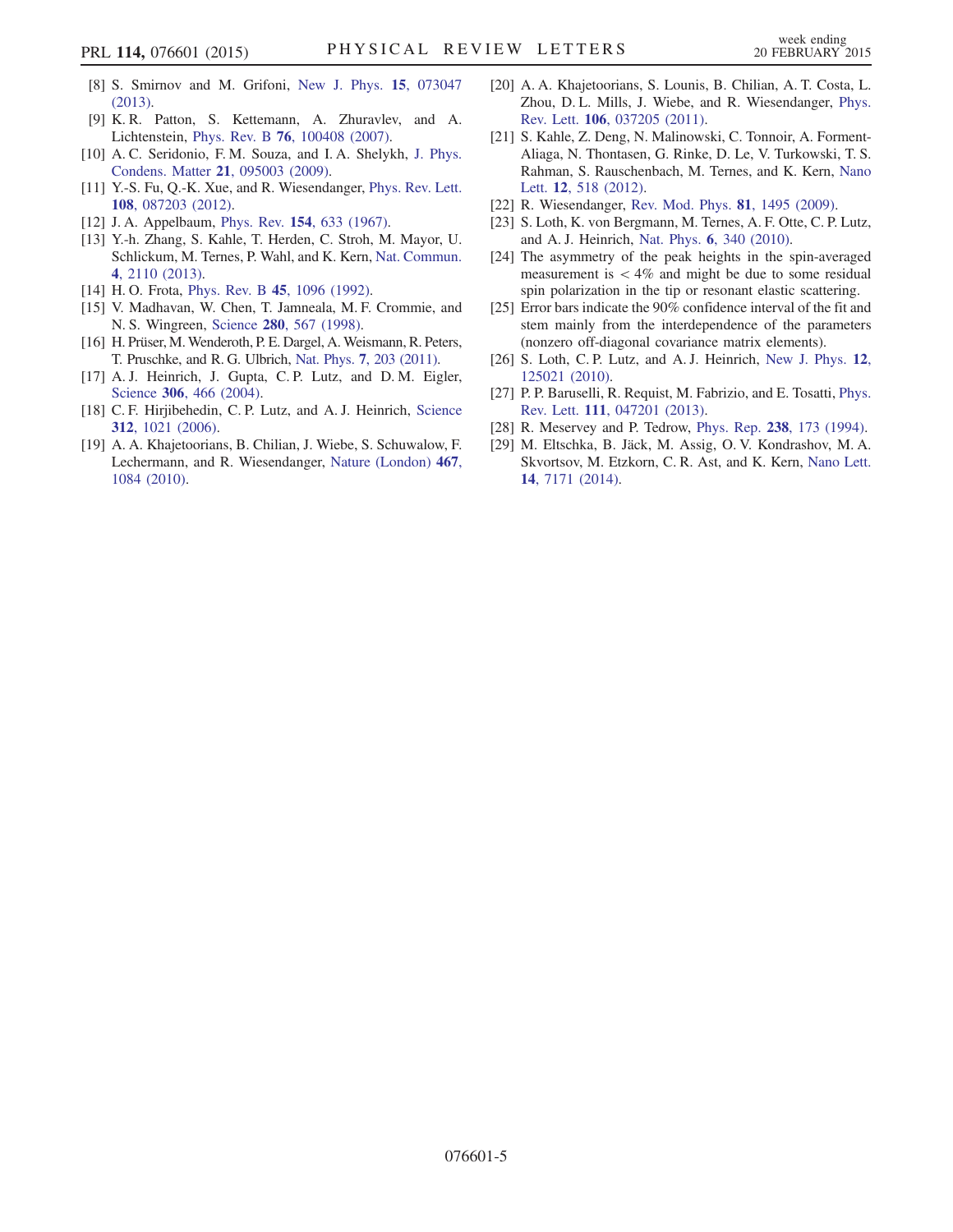[8] S. Smirnov and M. Grifoni, New J. Phys. **15**, 073047 (2013).

[9] K. R. Patton, S. Kettemann, A. Zhuravlev, and A. Lichtenstein, Phys. Rev. B **76**, 100408 (2007).

[10] A. C. Seridonio, F. M. Souza, and I. A. Shelykh, J. Phys. Condens. Matter **21**, 095003 (2009).

[11] Y.-S. Fu, Q.-K. Xue, and R. Wiesendanger, Phys. Rev. Lett. **108**, 087203 (2012).

[12] J. A. Appelbaum, Phys. Rev. **154**, 633 (1967).

[13] Y.-h. Zhang, S. Kahle, T. Herden, C. Stroh, M. Mayor, U. Schlickum, M. Ternes, P. Wahl, and K. Kern, Nat. Commun. **4**, 2110 (2013).

[14] H. O. Frota, Phys. Rev. B **45**, 1096 (1992).

[15] V. Madhavan, W. Chen, T. Jamneala, M. F. Crommie, and N. S. Wingreen, Science **280**, 567 (1998).

[16] H. Prüser, M. Wenderoth, P. E. Dargel, A. Weismann, R. Peters, T. Pruschke, and R. G. Ulbrich, Nat. Phys. **7**, 203 (2011).

[17] A. J. Heinrich, J. Gupta, C. P. Lutz, and D. M. Eigler, Science **306**, 466 (2004).

[18] C. F. Hirjibehedin, C. P. Lutz, and A. J. Heinrich, Science **312**, 1021 (2006).

[19] A. A. Khajetoorians, B. Chilian, J. Wiebe, S. Schuwalow, F. Lechermann, and R. Wiesendanger, Nature (London) **467**, 1084 (2010).

[20] A. A. Khajetoorians, S. Lounis, B. Chilian, A. T. Costa, L. Zhou, D. L. Mills, J. Wiebe, and R. Wiesendanger, Phys. Rev. Lett. **106**, 037205 (2011).

[21] S. Kahle, Z. Deng, N. Malinowski, C. Tonnoir, A. Forment-Aliaga, N. Thontasen, G. Rinke, D. Le, V. Turkowski, T. S. Rahman, S. Rauschenbach, M. Ternes, and K. Kern, Nano Lett. **12**, 518 (2012).

[22] R. Wiesendanger, Rev. Mod. Phys. **81**, 1495 (2009).

[23] S. Loth, K. von Bergmann, M. Ternes, A. F. Otte, C. P. Lutz, and A. J. Heinrich, Nat. Phys. **6**, 340 (2010).

[24] The asymmetry of the peak heights in the spin-averaged measurement is $< 4\%$ and might be due to some residual spin polarization in the tip or resonant elastic scattering.

[25] Error bars indicate the 90% confidence interval of the fit and stem mainly from the interdependence of the parameters (nonzero off-diagonal covariance matrix elements).

[26] S. Loth, C. P. Lutz, and A. J. Heinrich, New J. Phys. **12**, 125021 (2010).

[27] P. P. Baruselli, R. Requist, M. Fabrizio, and E. Tosatti, Phys. Rev. Lett. **111**, 047201 (2013).

[28] R. Meservey and P. Tedrow, Phys. Rep. **238**, 173 (1994).

[29] M. Eltschka, B. Jäck, M. Assig, O. V. Kondrashov, M. A. Skvortsov, M. Etzkorn, C. R. Ast, and K. Kern, Nano Lett. **14**, 7171 (2014).